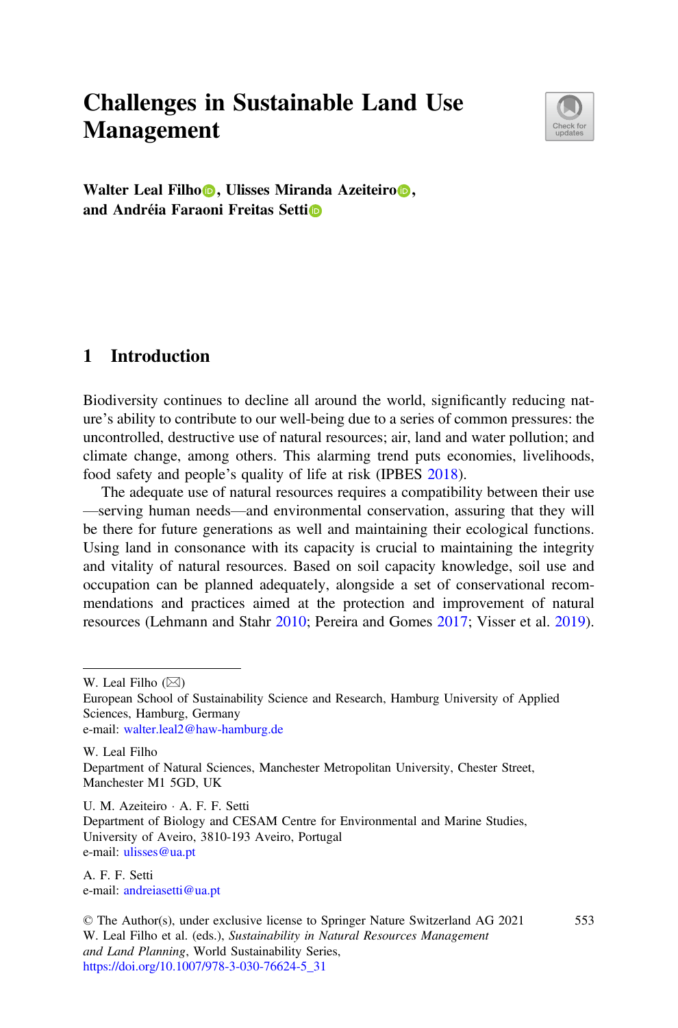# Challenges in Sustainable Land Use Management

**Walter Leal Filho, Ulisses Miranda Azeiteiro, and Andréia Faraoni Freitas Setti**

## 1 Introduction

Biodiversity continues to decline all around the world, significantly reducing nature's ability to contribute to our well-being due to a series of common pressures: the uncontrolled, destructive use of natural resources; air, land and water pollution; and climate change, among others. This alarming trend puts economies, livelihoods, food safety and people's quality of life at risk (IPBES 2018).

The adequate use of natural resources requires a compatibility between their use —serving human needs—and environmental conservation, assuring that they will be there for future generations as well and maintaining their ecological functions. Using land in consonance with its capacity is crucial to maintaining the integrity and vitality of natural resources. Based on soil capacity knowledge, soil use and occupation can be planned adequately, alongside a set of conservational recommendations and practices aimed at the protection and improvement of natural resources (Lehmann and Stahr 2010; Pereira and Gomes 2017; Visser et al. 2019).

---

W. Leal Filho (✉)
European School of Sustainability Science and Research, Hamburg University of Applied Sciences, Hamburg, Germany
e-mail: walter.leal2@haw-hamburg.de

W. Leal Filho
Department of Natural Sciences, Manchester Metropolitan University, Chester Street, Manchester M1 5GD, UK

U. M. Azeiteiro · A. F. F. Setti
Department of Biology and CESAM Centre for Environmental and Marine Studies, University of Aveiro, 3810-193 Aveiro, Portugal
e-mail: ulisses@ua.pt

A. F. F. Setti
e-mail: andreiasetti@ua.pt

© The Author(s), under exclusive license to Springer Nature Switzerland AG 2021
W. Leal Filho et al. (eds.), *Sustainability in Natural Resources Management and Land Planning*, World Sustainability Series,
https://doi.org/10.1007/978-3-030-76624-5_31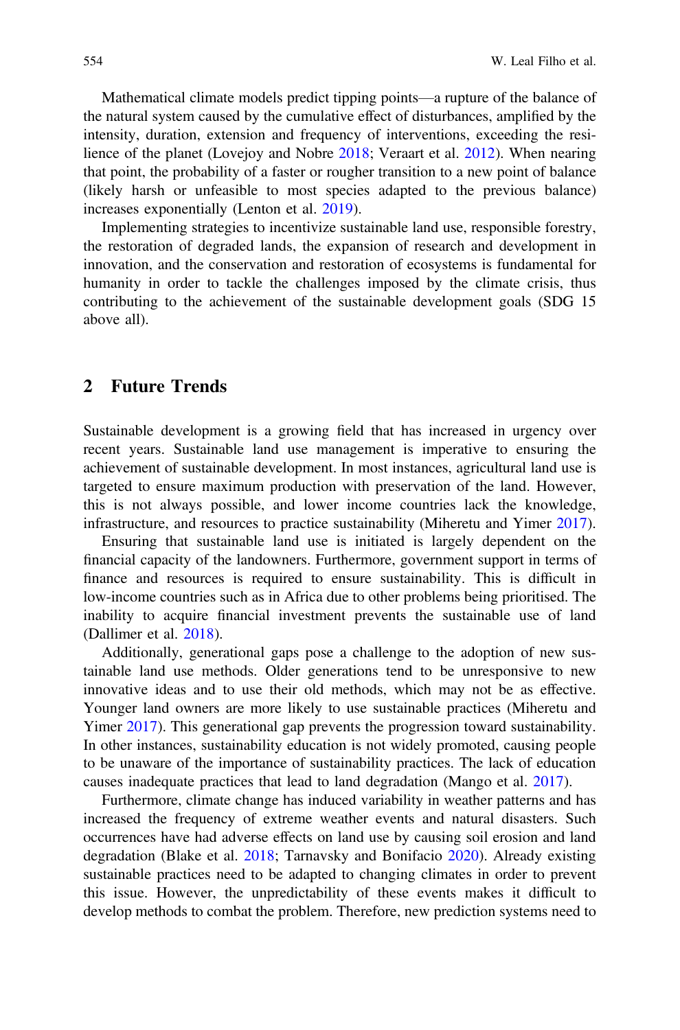Mathematical climate models predict tipping points—a rupture of the balance of the natural system caused by the cumulative effect of disturbances, amplified by the intensity, duration, extension and frequency of interventions, exceeding the resilience of the planet (Lovejoy and Nobre 2018; Veraart et al. 2012). When nearing that point, the probability of a faster or rougher transition to a new point of balance (likely harsh or unfeasible to most species adapted to the previous balance) increases exponentially (Lenton et al. 2019).

Implementing strategies to incentivize sustainable land use, responsible forestry, the restoration of degraded lands, the expansion of research and development in innovation, and the conservation and restoration of ecosystems is fundamental for humanity in order to tackle the challenges imposed by the climate crisis, thus contributing to the achievement of the sustainable development goals (SDG 15 above all).

## 2 Future Trends

Sustainable development is a growing field that has increased in urgency over recent years. Sustainable land use management is imperative to ensuring the achievement of sustainable development. In most instances, agricultural land use is targeted to ensure maximum production with preservation of the land. However, this is not always possible, and lower income countries lack the knowledge, infrastructure, and resources to practice sustainability (Miheretu and Yimer 2017).

Ensuring that sustainable land use is initiated is largely dependent on the financial capacity of the landowners. Furthermore, government support in terms of finance and resources is required to ensure sustainability. This is difficult in low-income countries such as in Africa due to other problems being prioritised. The inability to acquire financial investment prevents the sustainable use of land (Dallimer et al. 2018).

Additionally, generational gaps pose a challenge to the adoption of new sustainable land use methods. Older generations tend to be unresponsive to new innovative ideas and to use their old methods, which may not be as effective. Younger land owners are more likely to use sustainable practices (Miheretu and Yimer 2017). This generational gap prevents the progression toward sustainability. In other instances, sustainability education is not widely promoted, causing people to be unaware of the importance of sustainability practices. The lack of education causes inadequate practices that lead to land degradation (Mango et al. 2017).

Furthermore, climate change has induced variability in weather patterns and has increased the frequency of extreme weather events and natural disasters. Such occurrences have had adverse effects on land use by causing soil erosion and land degradation (Blake et al. 2018; Tarnavsky and Bonifacio 2020). Already existing sustainable practices need to be adapted to changing climates in order to prevent this issue. However, the unpredictability of these events makes it difficult to develop methods to combat the problem. Therefore, new prediction systems need to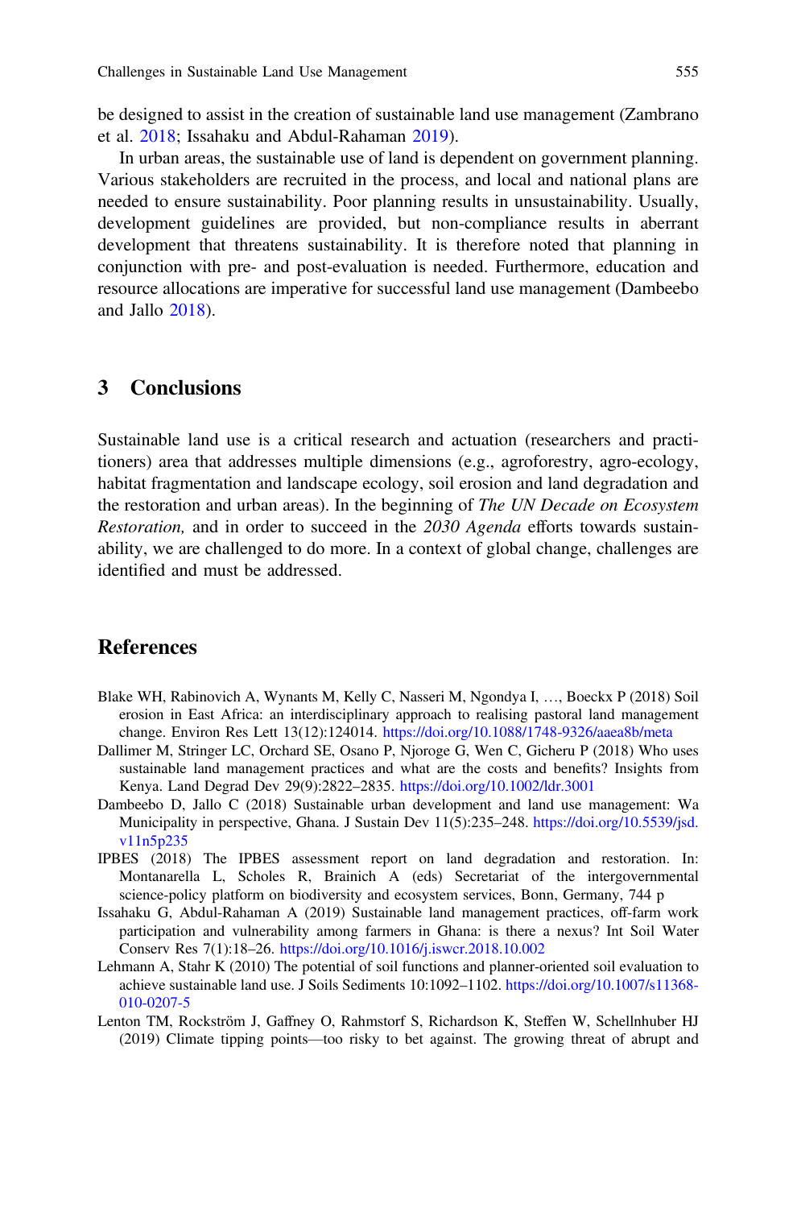be designed to assist in the creation of sustainable land use management (Zambrano et al. 2018; Issahaku and Abdul-Rahaman 2019).

In urban areas, the sustainable use of land is dependent on government planning. Various stakeholders are recruited in the process, and local and national plans are needed to ensure sustainability. Poor planning results in unsustainability. Usually, development guidelines are provided, but non-compliance results in aberrant development that threatens sustainability. It is therefore noted that planning in conjunction with pre- and post-evaluation is needed. Furthermore, education and resource allocations are imperative for successful land use management (Dambeebo and Jallo 2018).

## 3 Conclusions

Sustainable land use is a critical research and actuation (researchers and practitioners) area that addresses multiple dimensions (e.g., agroforestry, agro-ecology, habitat fragmentation and landscape ecology, soil erosion and land degradation and the restoration and urban areas). In the beginning of *The UN Decade on Ecosystem Restoration,* and in order to succeed in the *2030 Agenda* efforts towards sustainability, we are challenged to do more. In a context of global change, challenges are identified and must be addressed.

## References

- Blake WH, Rabinovich A, Wynants M, Kelly C, Nasseri M, Ngondya I, …, Boeckx P (2018) Soil erosion in East Africa: an interdisciplinary approach to realising pastoral land management change. Environ Res Lett 13(12):124014. https://doi.org/10.1088/1748-9326/aaea8b/meta
- Dallimer M, Stringer LC, Orchard SE, Osano P, Njoroge G, Wen C, Gicheru P (2018) Who uses sustainable land management practices and what are the costs and benefits? Insights from Kenya. Land Degrad Dev 29(9):2822–2835. https://doi.org/10.1002/ldr.3001
- Dambeebo D, Jallo C (2018) Sustainable urban development and land use management: Wa Municipality in perspective, Ghana. J Sustain Dev 11(5):235–248. https://doi.org/10.5539/jsd.v11n5p235
- IPBES (2018) The IPBES assessment report on land degradation and restoration. In: Montanarella L, Scholes R, Brainich A (eds) Secretariat of the intergovernmental science-policy platform on biodiversity and ecosystem services, Bonn, Germany, 744 p
- Issahaku G, Abdul-Rahaman A (2019) Sustainable land management practices, off-farm work participation and vulnerability among farmers in Ghana: is there a nexus? Int Soil Water Conserv Res 7(1):18–26. https://doi.org/10.1016/j.iswcr.2018.10.002
- Lehmann A, Stahr K (2010) The potential of soil functions and planner-oriented soil evaluation to achieve sustainable land use. J Soils Sediments 10:1092–1102. https://doi.org/10.1007/s11368-010-0207-5
- Lenton TM, Rockström J, Gaffney O, Rahmstorf S, Richardson K, Steffen W, Schellnhuber HJ (2019) Climate tipping points—too risky to bet against. The growing threat of abrupt and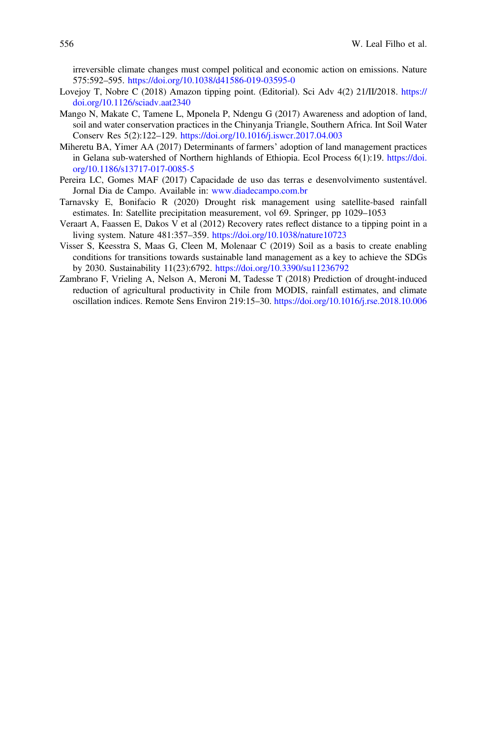irreversible climate changes must compel political and economic action on emissions. Nature 575:592–595. https://doi.org/10.1038/d41586-019-03595-0

Lovejoy T, Nobre C (2018) Amazon tipping point. (Editorial). Sci Adv 4(2) 21/II/2018. https://doi.org/10.1126/sciadv.aat2340

Mango N, Makate C, Tamene L, Mponela P, Ndengu G (2017) Awareness and adoption of land, soil and water conservation practices in the Chinyanja Triangle, Southern Africa. Int Soil Water Conserv Res 5(2):122–129. https://doi.org/10.1016/j.iswcr.2017.04.003

Miheretu BA, Yimer AA (2017) Determinants of farmers' adoption of land management practices in Gelana sub-watershed of Northern highlands of Ethiopia. Ecol Process 6(1):19. https://doi.org/10.1186/s13717-017-0085-5

Pereira LC, Gomes MAF (2017) Capacidade de uso das terras e desenvolvimento sustentável. Jornal Dia de Campo. Available in: www.diadecampo.com.br

Tarnavsky E, Bonifacio R (2020) Drought risk management using satellite-based rainfall estimates. In: Satellite precipitation measurement, vol 69. Springer, pp 1029–1053

Veraart A, Faassen E, Dakos V et al (2012) Recovery rates reflect distance to a tipping point in a living system. Nature 481:357–359. https://doi.org/10.1038/nature10723

Visser S, Keesstra S, Maas G, Cleen M, Molenaar C (2019) Soil as a basis to create enabling conditions for transitions towards sustainable land management as a key to achieve the SDGs by 2030. Sustainability 11(23):6792. https://doi.org/10.3390/su11236792

Zambrano F, Vrieling A, Nelson A, Meroni M, Tadesse T (2018) Prediction of drought-induced reduction of agricultural productivity in Chile from MODIS, rainfall estimates, and climate oscillation indices. Remote Sens Environ 219:15–30. https://doi.org/10.1016/j.rse.2018.10.006